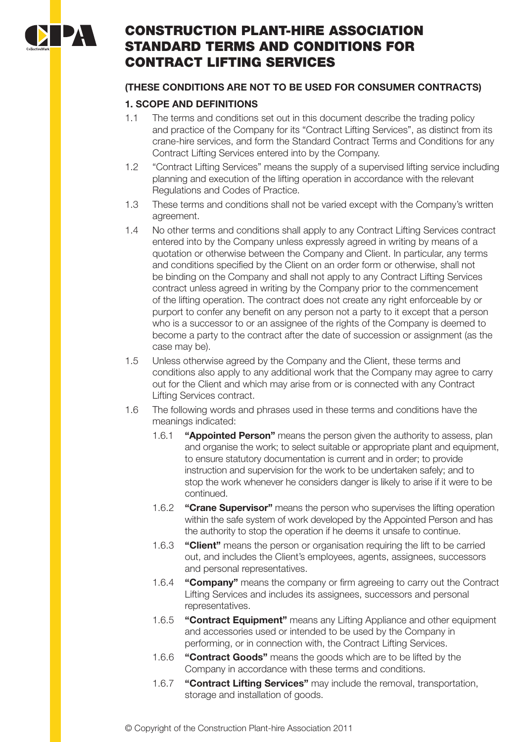# CONSTRUCTION PLANT-HIRE ASSOCIATION STANDARD TERMS AND CONDITIONS FOR CONTRACT LIFTING SERVICES

**(THESE CONDITIONS ARE NOT TO BE USED FOR CONSUMER CONTRACTS)**

## 1. SCOPE AND DEFINITIONS

1.1 The terms and conditions set out in this document describe the trading policy and practice of the Company for its "Contract Lifting Services", as distinct from its crane-hire services, and form the Standard Contract Terms and Conditions for any Contract Lifting Services entered into by the Company.

1.2 "Contract Lifting Services" means the supply of a supervised lifting service including planning and execution of the lifting operation in accordance with the relevant Regulations and Codes of Practice.

1.3 These terms and conditions shall not be varied except with the Company's written agreement.

1.4 No other terms and conditions shall apply to any Contract Lifting Services contract entered into by the Company unless expressly agreed in writing by means of a quotation or otherwise between the Company and Client. In particular, any terms and conditions specified by the Client on an order form or otherwise, shall not be binding on the Company and shall not apply to any Contract Lifting Services contract unless agreed in writing by the Company prior to the commencement of the lifting operation. The contract does not create any right enforceable by or purport to confer any benefit on any person not a party to it except that a person who is a successor to or an assignee of the rights of the Company is deemed to become a party to the contract after the date of succession or assignment (as the case may be).

1.5 Unless otherwise agreed by the Company and the Client, these terms and conditions also apply to any additional work that the Company may agree to carry out for the Client and which may arise from or is connected with any Contract Lifting Services contract.

1.6 The following words and phrases used in these terms and conditions have the meanings indicated:

1.6.1 **"Appointed Person"** means the person given the authority to assess, plan and organise the work; to select suitable or appropriate plant and equipment, to ensure statutory documentation is current and in order; to provide instruction and supervision for the work to be undertaken safely; and to stop the work whenever he considers danger is likely to arise if it were to be continued.

1.6.2 **"Crane Supervisor"** means the person who supervises the lifting operation within the safe system of work developed by the Appointed Person and has the authority to stop the operation if he deems it unsafe to continue.

1.6.3 **"Client"** means the person or organisation requiring the lift to be carried out, and includes the Client's employees, agents, assignees, successors and personal representatives.

1.6.4 **"Company"** means the company or firm agreeing to carry out the Contract Lifting Services and includes its assignees, successors and personal representatives.

1.6.5 **"Contract Equipment"** means any Lifting Appliance and other equipment and accessories used or intended to be used by the Company in performing, or in connection with, the Contract Lifting Services.

1.6.6 **"Contract Goods"** means the goods which are to be lifted by the Company in accordance with these terms and conditions.

1.6.7 **"Contract Lifting Services"** may include the removal, transportation, storage and installation of goods.

© Copyright of the Construction Plant-hire Association 2011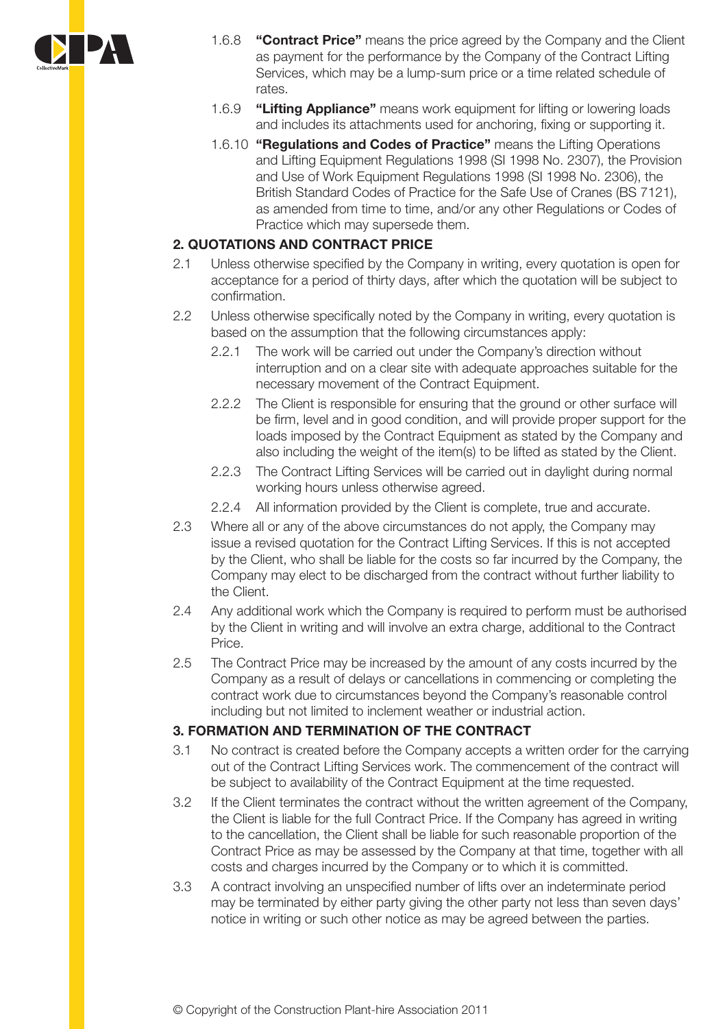1.6.8 **"Contract Price"** means the price agreed by the Company and the Client as payment for the performance by the Company of the Contract Lifting Services, which may be a lump-sum price or a time related schedule of rates.

1.6.9 **"Lifting Appliance"** means work equipment for lifting or lowering loads and includes its attachments used for anchoring, fixing or supporting it.

1.6.10 **"Regulations and Codes of Practice"** means the Lifting Operations and Lifting Equipment Regulations 1998 (SI 1998 No. 2307), the Provision and Use of Work Equipment Regulations 1998 (SI 1998 No. 2306), the British Standard Codes of Practice for the Safe Use of Cranes (BS 7121), as amended from time to time, and/or any other Regulations or Codes of Practice which may supersede them.

## 2. QUOTATIONS AND CONTRACT PRICE

2.1 Unless otherwise specified by the Company in writing, every quotation is open for acceptance for a period of thirty days, after which the quotation will be subject to confirmation.

2.2 Unless otherwise specifically noted by the Company in writing, every quotation is based on the assumption that the following circumstances apply:

2.2.1 The work will be carried out under the Company's direction without interruption and on a clear site with adequate approaches suitable for the necessary movement of the Contract Equipment.

2.2.2 The Client is responsible for ensuring that the ground or other surface will be firm, level and in good condition, and will provide proper support for the loads imposed by the Contract Equipment as stated by the Company and also including the weight of the item(s) to be lifted as stated by the Client.

2.2.3 The Contract Lifting Services will be carried out in daylight during normal working hours unless otherwise agreed.

2.2.4 All information provided by the Client is complete, true and accurate.

2.3 Where all or any of the above circumstances do not apply, the Company may issue a revised quotation for the Contract Lifting Services. If this is not accepted by the Client, who shall be liable for the costs so far incurred by the Company, the Company may elect to be discharged from the contract without further liability to the Client.

2.4 Any additional work which the Company is required to perform must be authorised by the Client in writing and will involve an extra charge, additional to the Contract Price.

2.5 The Contract Price may be increased by the amount of any costs incurred by the Company as a result of delays or cancellations in commencing or completing the contract work due to circumstances beyond the Company's reasonable control including but not limited to inclement weather or industrial action.

## 3. FORMATION AND TERMINATION OF THE CONTRACT

3.1 No contract is created before the Company accepts a written order for the carrying out of the Contract Lifting Services work. The commencement of the contract will be subject to availability of the Contract Equipment at the time requested.

3.2 If the Client terminates the contract without the written agreement of the Company, the Client is liable for the full Contract Price. If the Company has agreed in writing to the cancellation, the Client shall be liable for such reasonable proportion of the Contract Price as may be assessed by the Company at that time, together with all costs and charges incurred by the Company or to which it is committed.

3.3 A contract involving an unspecified number of lifts over an indeterminate period may be terminated by either party giving the other party not less than seven days' notice in writing or such other notice as may be agreed between the parties.

© Copyright of the Construction Plant-hire Association 2011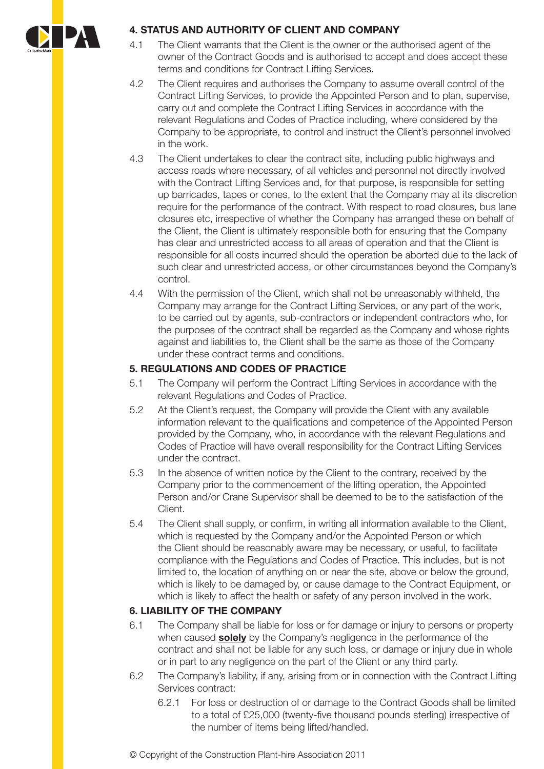## 4. STATUS AND AUTHORITY OF CLIENT AND COMPANY

4.1 The Client warrants that the Client is the owner or the authorised agent of the owner of the Contract Goods and is authorised to accept and does accept these terms and conditions for Contract Lifting Services.

4.2 The Client requires and authorises the Company to assume overall control of the Contract Lifting Services, to provide the Appointed Person and to plan, supervise, carry out and complete the Contract Lifting Services in accordance with the relevant Regulations and Codes of Practice including, where considered by the Company to be appropriate, to control and instruct the Client's personnel involved in the work.

4.3 The Client undertakes to clear the contract site, including public highways and access roads where necessary, of all vehicles and personnel not directly involved with the Contract Lifting Services and, for that purpose, is responsible for setting up barricades, tapes or cones, to the extent that the Company may at its discretion require for the performance of the contract. With respect to road closures, bus lane closures etc, irrespective of whether the Company has arranged these on behalf of the Client, the Client is ultimately responsible both for ensuring that the Company has clear and unrestricted access to all areas of operation and that the Client is responsible for all costs incurred should the operation be aborted due to the lack of such clear and unrestricted access, or other circumstances beyond the Company's control.

4.4 With the permission of the Client, which shall not be unreasonably withheld, the Company may arrange for the Contract Lifting Services, or any part of the work, to be carried out by agents, sub-contractors or independent contractors who, for the purposes of the contract shall be regarded as the Company and whose rights against and liabilities to, the Client shall be the same as those of the Company under these contract terms and conditions.

## 5. REGULATIONS AND CODES OF PRACTICE

5.1 The Company will perform the Contract Lifting Services in accordance with the relevant Regulations and Codes of Practice.

5.2 At the Client's request, the Company will provide the Client with any available information relevant to the qualifications and competence of the Appointed Person provided by the Company, who, in accordance with the relevant Regulations and Codes of Practice will have overall responsibility for the Contract Lifting Services under the contract.

5.3 In the absence of written notice by the Client to the contrary, received by the Company prior to the commencement of the lifting operation, the Appointed Person and/or Crane Supervisor shall be deemed to be to the satisfaction of the Client.

5.4 The Client shall supply, or confirm, in writing all information available to the Client, which is requested by the Company and/or the Appointed Person or which the Client should be reasonably aware may be necessary, or useful, to facilitate compliance with the Regulations and Codes of Practice. This includes, but is not limited to, the location of anything on or near the site, above or below the ground, which is likely to be damaged by, or cause damage to the Contract Equipment, or which is likely to affect the health or safety of any person involved in the work.

## 6. LIABILITY OF THE COMPANY

6.1 The Company shall be liable for loss or for damage or injury to persons or property when caused **solely** by the Company's negligence in the performance of the contract and shall not be liable for any such loss, or damage or injury due in whole or in part to any negligence on the part of the Client or any third party.

6.2 The Company's liability, if any, arising from or in connection with the Contract Lifting Services contract:

6.2.1 For loss or destruction of or damage to the Contract Goods shall be limited to a total of £25,000 (twenty-five thousand pounds sterling) irrespective of the number of items being lifted/handled.

© Copyright of the Construction Plant-hire Association 2011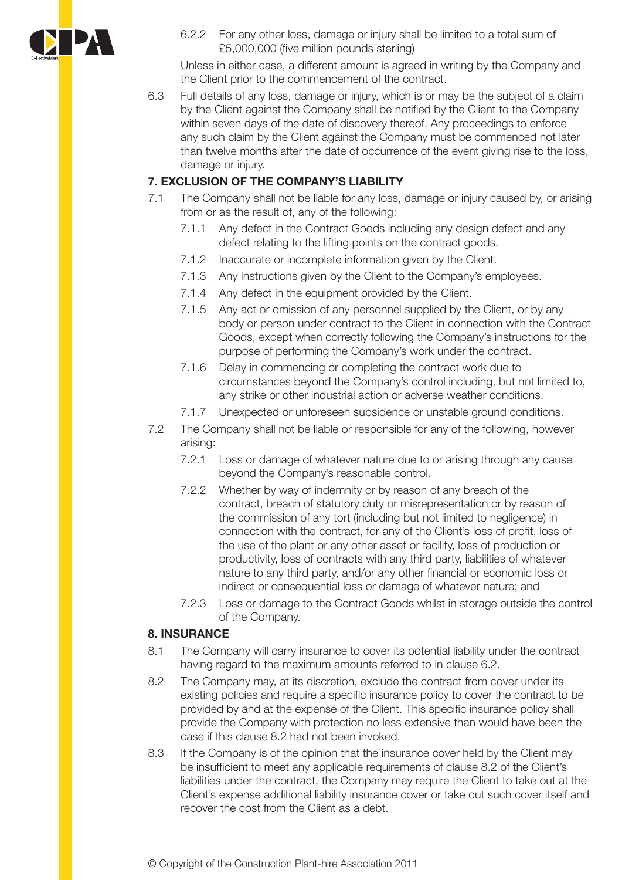6.2.2 For any other loss, damage or injury shall be limited to a total sum of £5,000,000 (five million pounds sterling)

Unless in either case, a different amount is agreed in writing by the Company and the Client prior to the commencement of the contract.

6.3 Full details of any loss, damage or injury, which is or may be the subject of a claim by the Client against the Company shall be notified by the Client to the Company within seven days of the date of discovery thereof. Any proceedings to enforce any such claim by the Client against the Company must be commenced not later than twelve months after the date of occurrence of the event giving rise to the loss, damage or injury.

## 7. EXCLUSION OF THE COMPANY'S LIABILITY

7.1 The Company shall not be liable for any loss, damage or injury caused by, or arising from or as the result of, any of the following:

- 7.1.1 Any defect in the Contract Goods including any design defect and any defect relating to the lifting points on the contract goods.
- 7.1.2 Inaccurate or incomplete information given by the Client.
- 7.1.3 Any instructions given by the Client to the Company's employees.
- 7.1.4 Any defect in the equipment provided by the Client.
- 7.1.5 Any act or omission of any personnel supplied by the Client, or by any body or person under contract to the Client in connection with the Contract Goods, except when correctly following the Company's instructions for the purpose of performing the Company's work under the contract.
- 7.1.6 Delay in commencing or completing the contract work due to circumstances beyond the Company's control including, but not limited to, any strike or other industrial action or adverse weather conditions.
- 7.1.7 Unexpected or unforeseen subsidence or unstable ground conditions.

7.2 The Company shall not be liable or responsible for any of the following, however arising:

- 7.2.1 Loss or damage of whatever nature due to or arising through any cause beyond the Company's reasonable control.
- 7.2.2 Whether by way of indemnity or by reason of any breach of the contract, breach of statutory duty or misrepresentation or by reason of the commission of any tort (including but not limited to negligence) in connection with the contract, for any of the Client's loss of profit, loss of the use of the plant or any other asset or facility, loss of production or productivity, loss of contracts with any third party, liabilities of whatever nature to any third party, and/or any other financial or economic loss or indirect or consequential loss or damage of whatever nature; and
- 7.2.3 Loss or damage to the Contract Goods whilst in storage outside the control of the Company.

## 8. INSURANCE

8.1 The Company will carry insurance to cover its potential liability under the contract having regard to the maximum amounts referred to in clause 6.2.

8.2 The Company may, at its discretion, exclude the contract from cover under its existing policies and require a specific insurance policy to cover the contract to be provided by and at the expense of the Client. This specific insurance policy shall provide the Company with protection no less extensive than would have been the case if this clause 8.2 had not been invoked.

8.3 If the Company is of the opinion that the insurance cover held by the Client may be insufficient to meet any applicable requirements of clause 8.2 of the Client's liabilities under the contract, the Company may require the Client to take out at the Client's expense additional liability insurance cover or take out such cover itself and recover the cost from the Client as a debt.

© Copyright of the Construction Plant-hire Association 2011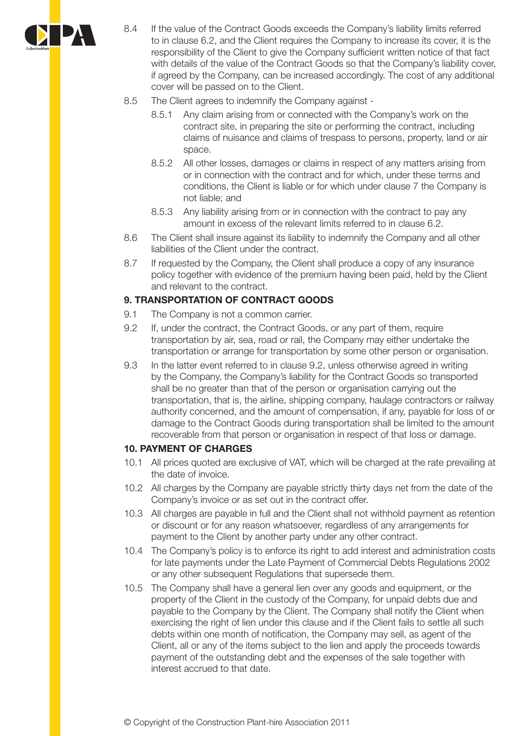8.4 If the value of the Contract Goods exceeds the Company's liability limits referred to in clause 6.2, and the Client requires the Company to increase its cover, it is the responsibility of the Client to give the Company sufficient written notice of that fact with details of the value of the Contract Goods so that the Company's liability cover, if agreed by the Company, can be increased accordingly. The cost of any additional cover will be passed on to the Client.

8.5 The Client agrees to indemnify the Company against -

  8.5.1 Any claim arising from or connected with the Company's work on the contract site, in preparing the site or performing the contract, including claims of nuisance and claims of trespass to persons, property, land or air space.

  8.5.2 All other losses, damages or claims in respect of any matters arising from or in connection with the contract and for which, under these terms and conditions, the Client is liable or for which under clause 7 the Company is not liable; and

  8.5.3 Any liability arising from or in connection with the contract to pay any amount in excess of the relevant limits referred to in clause 6.2.

8.6 The Client shall insure against its liability to indemnify the Company and all other liabilities of the Client under the contract.

8.7 If requested by the Company, the Client shall produce a copy of any insurance policy together with evidence of the premium having been paid, held by the Client and relevant to the contract.

**9. TRANSPORTATION OF CONTRACT GOODS**

9.1 The Company is not a common carrier.

9.2 If, under the contract, the Contract Goods, or any part of them, require transportation by air, sea, road or rail, the Company may either undertake the transportation or arrange for transportation by some other person or organisation.

9.3 In the latter event referred to in clause 9.2, unless otherwise agreed in writing by the Company, the Company's liability for the Contract Goods so transported shall be no greater than that of the person or organisation carrying out the transportation, that is, the airline, shipping company, haulage contractors or railway authority concerned, and the amount of compensation, if any, payable for loss of or damage to the Contract Goods during transportation shall be limited to the amount recoverable from that person or organisation in respect of that loss or damage.

**10. PAYMENT OF CHARGES**

10.1 All prices quoted are exclusive of VAT, which will be charged at the rate prevailing at the date of invoice.

10.2 All charges by the Company are payable strictly thirty days net from the date of the Company's invoice or as set out in the contract offer.

10.3 All charges are payable in full and the Client shall not withhold payment as retention or discount or for any reason whatsoever, regardless of any arrangements for payment to the Client by another party under any other contract.

10.4 The Company's policy is to enforce its right to add interest and administration costs for late payments under the Late Payment of Commercial Debts Regulations 2002 or any other subsequent Regulations that supersede them.

10.5 The Company shall have a general lien over any goods and equipment, or the property of the Client in the custody of the Company, for unpaid debts due and payable to the Company by the Client. The Company shall notify the Client when exercising the right of lien under this clause and if the Client fails to settle all such debts within one month of notification, the Company may sell, as agent of the Client, all or any of the items subject to the lien and apply the proceeds towards payment of the outstanding debt and the expenses of the sale together with interest accrued to that date.

© Copyright of the Construction Plant-hire Association 2011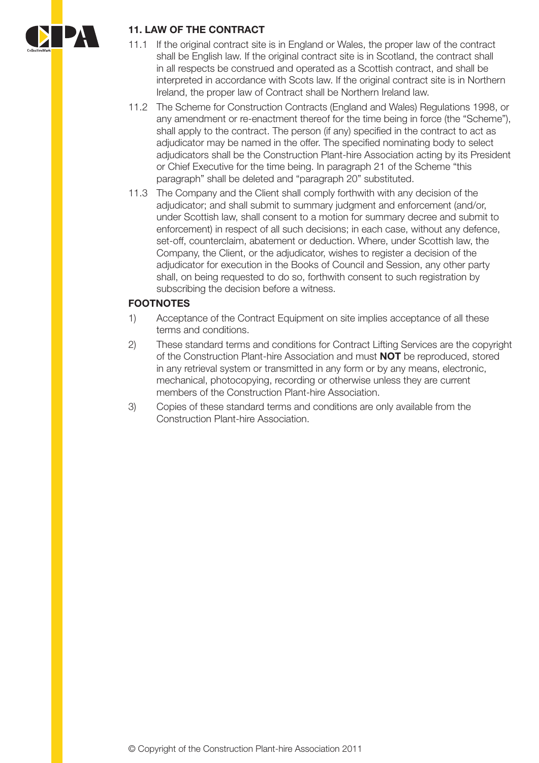## 11. LAW OF THE CONTRACT

11.1 If the original contract site is in England or Wales, the proper law of the contract shall be English law. If the original contract site is in Scotland, the contract shall in all respects be construed and operated as a Scottish contract, and shall be interpreted in accordance with Scots law. If the original contract site is in Northern Ireland, the proper law of Contract shall be Northern Ireland law.

11.2 The Scheme for Construction Contracts (England and Wales) Regulations 1998, or any amendment or re-enactment thereof for the time being in force (the "Scheme"), shall apply to the contract. The person (if any) specified in the contract to act as adjudicator may be named in the offer. The specified nominating body to select adjudicators shall be the Construction Plant-hire Association acting by its President or Chief Executive for the time being. In paragraph 21 of the Scheme "this paragraph" shall be deleted and "paragraph 20" substituted.

11.3 The Company and the Client shall comply forthwith with any decision of the adjudicator; and shall submit to summary judgment and enforcement (and/or, under Scottish law, shall consent to a motion for summary decree and submit to enforcement) in respect of all such decisions; in each case, without any defence, set-off, counterclaim, abatement or deduction. Where, under Scottish law, the Company, the Client, or the adjudicator, wishes to register a decision of the adjudicator for execution in the Books of Council and Session, any other party shall, on being requested to do so, forthwith consent to such registration by subscribing the decision before a witness.

## FOOTNOTES

1) Acceptance of the Contract Equipment on site implies acceptance of all these terms and conditions.

2) These standard terms and conditions for Contract Lifting Services are the copyright of the Construction Plant-hire Association and must **NOT** be reproduced, stored in any retrieval system or transmitted in any form or by any means, electronic, mechanical, photocopying, recording or otherwise unless they are current members of the Construction Plant-hire Association.

3) Copies of these standard terms and conditions are only available from the Construction Plant-hire Association.

© Copyright of the Construction Plant-hire Association 2011